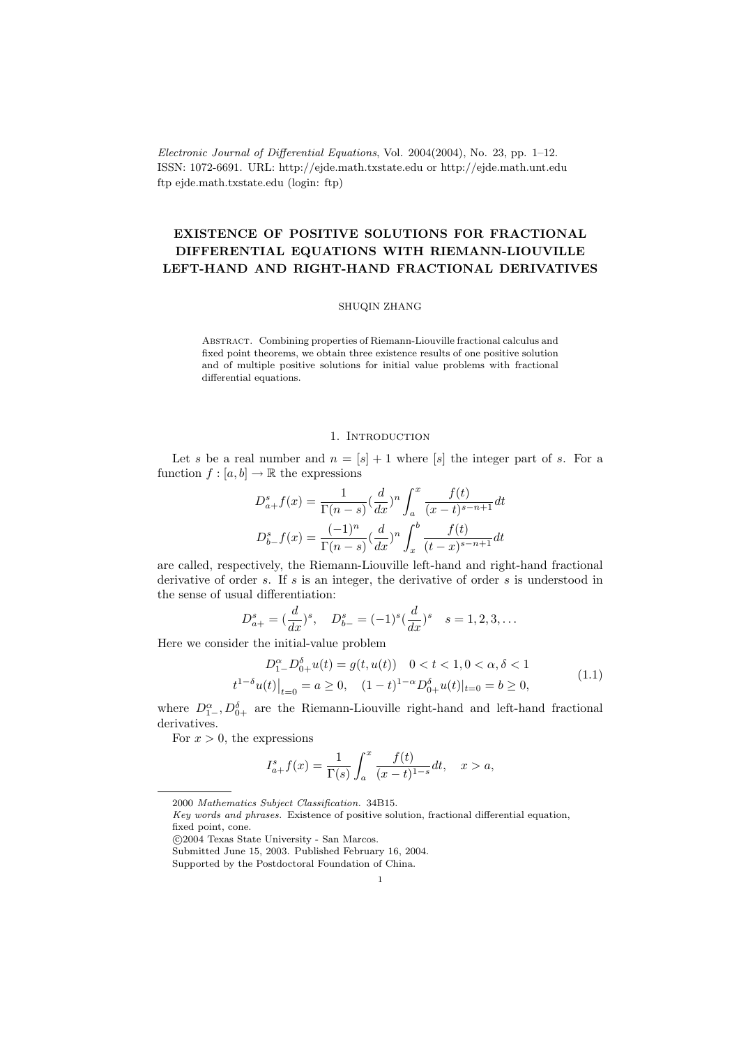*Electronic Journal of Differential Equations*, Vol. 2004(2004), No. 23, pp. 1–12.
ISSN: 1072-6691. URL: http://ejde.math.txstate.edu or http://ejde.math.unt.edu
ftp ejde.math.txstate.edu (login: ftp)

# EXISTENCE OF POSITIVE SOLUTIONS FOR FRACTIONAL DIFFERENTIAL EQUATIONS WITH RIEMANN-LIOUVILLE LEFT-HAND AND RIGHT-HAND FRACTIONAL DERIVATIVES

SHUQIN ZHANG

Abstract. Combining properties of Riemann-Liouville fractional calculus and fixed point theorems, we obtain three existence results of one positive solution and of multiple positive solutions for initial value problems with fractional differential equations.

## 1. Introduction

Let $s$ be a real number and $n = [s] + 1$ where $[s]$ the integer part of $s$. For a function $f : [a, b] \to \mathbb{R}$ the expressions

$$D^s_{a+}f(x) = \frac{1}{\Gamma(n-s)}\Big(\frac{d}{dx}\Big)^n \int_a^x \frac{f(t)}{(x-t)^{s-n+1}}dt$$
$$D^s_{b-}f(x) = \frac{(-1)^n}{\Gamma(n-s)}\Big(\frac{d}{dx}\Big)^n \int_x^b \frac{f(t)}{(t-x)^{s-n+1}}dt$$

are called, respectively, the Riemann-Liouville left-hand and right-hand fractional derivative of order $s$. If $s$ is an integer, the derivative of order $s$ is understood in the sense of usual differentiation:

$$D^s_{a+} = \Big(\frac{d}{dx}\Big)^s, \quad D^s_{b-} = (-1)^s\Big(\frac{d}{dx}\Big)^s \quad s = 1, 2, 3, \dots$$

Here we consider the initial-value problem

$$\begin{gathered} D^\alpha_{1-}D^\delta_{0+}u(t) = g(t, u(t)) \quad 0 < t < 1, 0 < \alpha, \delta < 1 \\ t^{1-\delta}u(t)\big|_{t=0} = a \geq 0, \quad (1-t)^{1-\alpha}D^\delta_{0+}u(t)\big|_{t=0} = b \geq 0, \end{gathered} \tag{1.1}$$

where $D^\alpha_{1-}, D^\delta_{0+}$ are the Riemann-Liouville right-hand and left-hand fractional derivatives.

For $x > 0$, the expressions

$$I^s_{a+}f(x) = \frac{1}{\Gamma(s)}\int_a^x \frac{f(t)}{(x-t)^{1-s}}dt, \quad x > a,$$

2000 *Mathematics Subject Classification.* 34B15.
*Key words and phrases.* Existence of positive solution, fractional differential equation, fixed point, cone.
©2004 Texas State University - San Marcos.
Submitted June 15, 2003. Published February 16, 2004.
Supported by the Postdoctoral Foundation of China.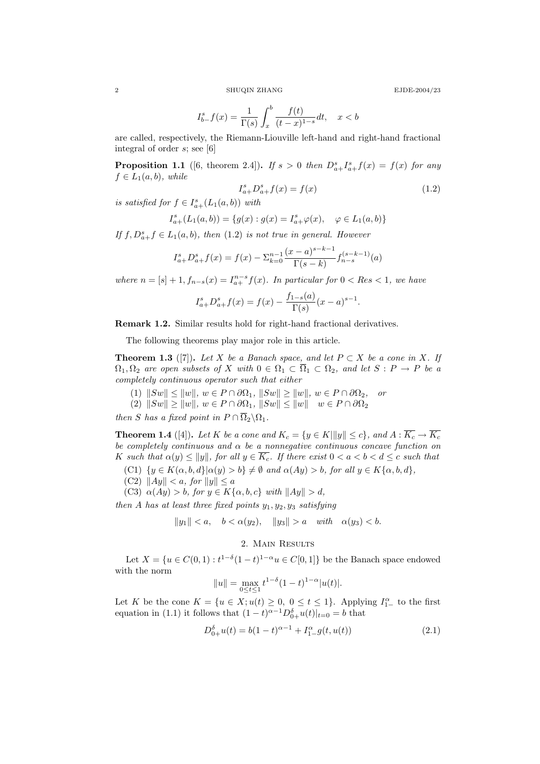$$I_{b-}^{s}f(x) = \frac{1}{\Gamma(s)} \int_{x}^{b} \frac{f(t)}{(t-x)^{1-s}} dt, \quad x < b$$

are called, respectively, the Riemann-Liouville left-hand and right-hand fractional integral of order $s$; see [6]

**Proposition 1.1** ([6, theorem 2.4]). *If $s > 0$ then $D_{a+}^{s} I_{a+}^{s} f(x) = f(x)$ for any $f \in L_1(a,b)$, while*

$$I_{a+}^{s} D_{a+}^{s} f(x) = f(x) \tag{1.2}$$

*is satisfied for $f \in I_{a+}^{s}(L_1(a,b))$ with*

$$I_{a+}^{s}(L_1(a,b)) = \{g(x) : g(x) = I_{a+}^{s}\varphi(x), \quad \varphi \in L_1(a,b)\}$$

*If $f, D_{a+}^{s} f \in L_1(a,b)$, then (1.2) is not true in general. However*

$$I_{a+}^{s} D_{a+}^{s} f(x) = f(x) - \Sigma_{k=0}^{n-1} \frac{(x-a)^{s-k-1}}{\Gamma(s-k)} f_{n-s}^{(s-k-1)}(a)$$

*where $n = [s]+1, f_{n-s}(x) = I_{a+}^{n-s} f(x)$. In particular for $0 < Res < 1$, we have*

$$I_{a+}^{s} D_{a+}^{s} f(x) = f(x) - \frac{f_{1-s}(a)}{\Gamma(s)} (x-a)^{s-1}.$$

**Remark 1.2.** Similar results hold for right-hand fractional derivatives.

The following theorems play major role in this article.

**Theorem 1.3** ([7]). *Let $X$ be a Banach space, and let $P \subset X$ be a cone in $X$. If $\Omega_1, \Omega_2$ are open subsets of $X$ with $0 \in \Omega_1 \subset \overline{\Omega}_1 \subset \Omega_2$, and let $S : P \to P$ be a completely continuous operator such that either*

1. *$\|Sw\| \le \|w\|$, $w \in P \cap \partial\Omega_1$, $\|Sw\| \ge \|w\|$, $w \in P \cap \partial\Omega_2$, or*
2. *$\|Sw\| \ge \|w\|$, $w \in P \cap \partial\Omega_1$, $\|Sw\| \le \|w\|$ $w \in P \cap \partial\Omega_2$*

*then $S$ has a fixed point in $P \cap \overline{\Omega}_2 \backslash \Omega_1$.*

**Theorem 1.4** ([4]). *Let $K$ be a cone and $K_c = \{y \in K | \|y\| \le c\}$, and $A : \overline{K_c} \to \overline{K_c}$ be completely continuous and $\alpha$ be a nonnegative continuous concave function on $K$ such that $\alpha(y) \le \|y\|$, for all $y \in \overline{K_c}$. If there exist $0 < a < b < d \le c$ such that*

- (C1) *$\{y \in K(\alpha, b, d) | \alpha(y) > b\} \ne \emptyset$ and $\alpha(Ay) > b$, for all $y \in K\{\alpha, b, d\}$,*
- (C2) *$\|Ay\| < a$, for $\|y\| \le a$*
- (C3) *$\alpha(Ay) > b$, for $y \in K\{\alpha, b, c\}$ with $\|Ay\| > d$,*

*then $A$ has at least three fixed points $y_1, y_2, y_3$ satisfying*

$$\|y_1\| < a, \quad b < \alpha(y_2), \quad \|y_3\| > a \quad \text{with} \quad \alpha(y_3) < b.$$

## 2. Main Results

Let $X = \{u \in C(0,1) : t^{1-\delta}(1-t)^{1-\alpha} u \in C[0,1]\}$ be the Banach space endowed with the norm

$$\|u\| = \max_{0 \le t \le 1} t^{1-\delta}(1-t)^{1-\alpha}|u(t)|.$$

Let $K$ be the cone $K = \{u \in X; u(t) \ge 0, \ 0 \le t \le 1\}$. Applying $I_{1-}^{\alpha}$ to the first equation in (1.1) it follows that $(1-t)^{\alpha-1} D_{0+}^{\delta} u(t)|_{t=0} = b$ that

$$D_{0+}^{\delta} u(t) = b(1-t)^{\alpha-1} + I_{1-}^{\alpha} g(t, u(t)) \tag{2.1}$$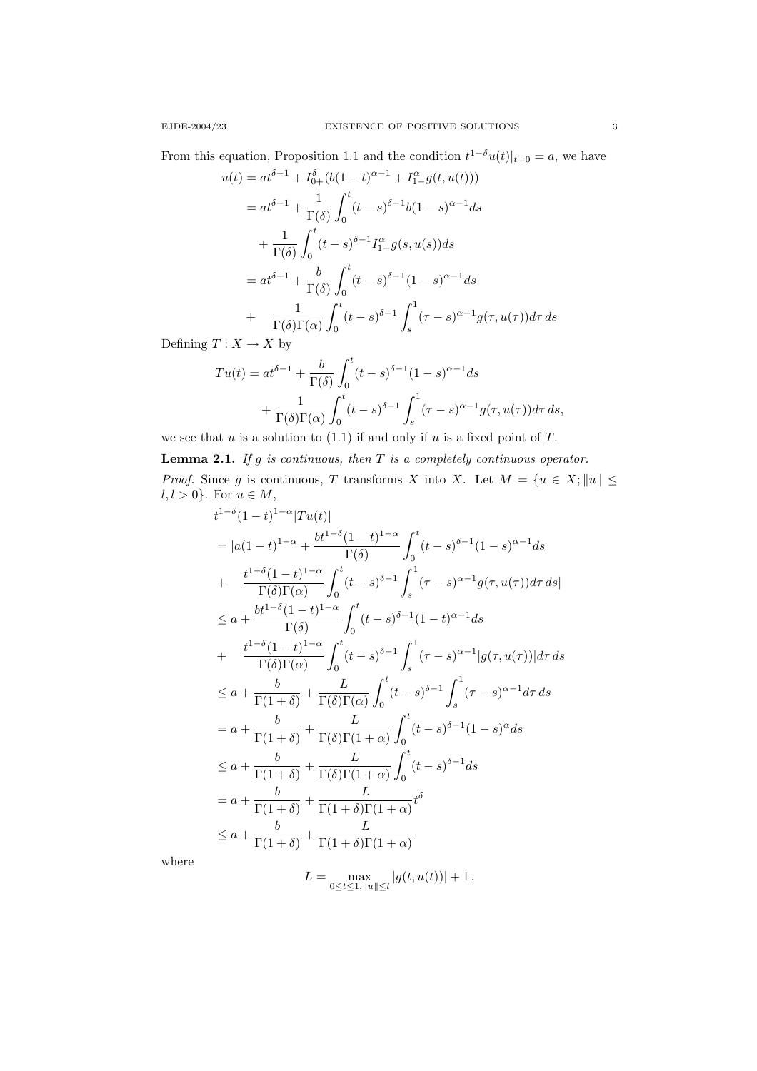From this equation, Proposition 1.1 and the condition $t^{1-\delta}u(t)|_{t=0} = a$, we have

$$
\begin{aligned}
u(t) &= at^{\delta-1} + I_{0+}^{\delta}(b(1-t)^{\alpha-1} + I_{1-}^{\alpha} g(t, u(t))) \\
&= at^{\delta-1} + \frac{1}{\Gamma(\delta)} \int_0^t (t-s)^{\delta-1} b(1-s)^{\alpha-1} ds \\
&\quad + \frac{1}{\Gamma(\delta)} \int_0^t (t-s)^{\delta-1} I_{1-}^{\alpha} g(s, u(s)) ds \\
&= at^{\delta-1} + \frac{b}{\Gamma(\delta)} \int_0^t (t-s)^{\delta-1}(1-s)^{\alpha-1} ds \\
&\quad + \quad \frac{1}{\Gamma(\delta)\Gamma(\alpha)} \int_0^t (t-s)^{\delta-1} \int_s^1 (\tau-s)^{\alpha-1} g(\tau, u(\tau)) d\tau\, ds
\end{aligned}
$$

Defining $T : X \to X$ by

$$
\begin{aligned}
Tu(t) &= at^{\delta-1} + \frac{b}{\Gamma(\delta)} \int_0^t (t-s)^{\delta-1}(1-s)^{\alpha-1} ds \\
&\quad + \frac{1}{\Gamma(\delta)\Gamma(\alpha)} \int_0^t (t-s)^{\delta-1} \int_s^1 (\tau-s)^{\alpha-1} g(\tau, u(\tau)) d\tau\, ds,
\end{aligned}
$$

we see that $u$ is a solution to (1.1) if and only if $u$ is a fixed point of $T$.

**Lemma 2.1.** *If $g$ is continuous, then $T$ is a completely continuous operator.*

*Proof.* Since $g$ is continuous, $T$ transforms $X$ into $X$. Let $M = \{u \in X; \|u\| \le l, l > 0\}$. For $u \in M$,

$$
\begin{aligned}
& t^{1-\delta}(1-t)^{1-\alpha}|Tu(t)| \\
&= |a(1-t)^{1-\alpha} + \frac{bt^{1-\delta}(1-t)^{1-\alpha}}{\Gamma(\delta)} \int_0^t (t-s)^{\delta-1}(1-s)^{\alpha-1} ds \\
&\quad + \quad \frac{t^{1-\delta}(1-t)^{1-\alpha}}{\Gamma(\delta)\Gamma(\alpha)} \int_0^t (t-s)^{\delta-1} \int_s^1 (\tau-s)^{\alpha-1} g(\tau, u(\tau)) d\tau\, ds| \\
&\le a + \frac{bt^{1-\delta}(1-t)^{1-\alpha}}{\Gamma(\delta)} \int_0^t (t-s)^{\delta-1}(1-t)^{\alpha-1} ds \\
&\quad + \quad \frac{t^{1-\delta}(1-t)^{1-\alpha}}{\Gamma(\delta)\Gamma(\alpha)} \int_0^t (t-s)^{\delta-1} \int_s^1 (\tau-s)^{\alpha-1} |g(\tau, u(\tau))| d\tau\, ds \\
&\le a + \frac{b}{\Gamma(1+\delta)} + \frac{L}{\Gamma(\delta)\Gamma(\alpha)} \int_0^t (t-s)^{\delta-1} \int_s^1 (\tau-s)^{\alpha-1} d\tau\, ds \\
&= a + \frac{b}{\Gamma(1+\delta)} + \frac{L}{\Gamma(\delta)\Gamma(1+\alpha)} \int_0^t (t-s)^{\delta-1}(1-s)^{\alpha} ds \\
&\le a + \frac{b}{\Gamma(1+\delta)} + \frac{L}{\Gamma(\delta)\Gamma(1+\alpha)} \int_0^t (t-s)^{\delta-1} ds \\
&= a + \frac{b}{\Gamma(1+\delta)} + \frac{L}{\Gamma(1+\delta)\Gamma(1+\alpha)} t^{\delta} \\
&\le a + \frac{b}{\Gamma(1+\delta)} + \frac{L}{\Gamma(1+\delta)\Gamma(1+\alpha)}
\end{aligned}
$$

where

$$
L = \max_{0 \le t \le 1, \|u\| \le l} |g(t, u(t))| + 1\,.
$$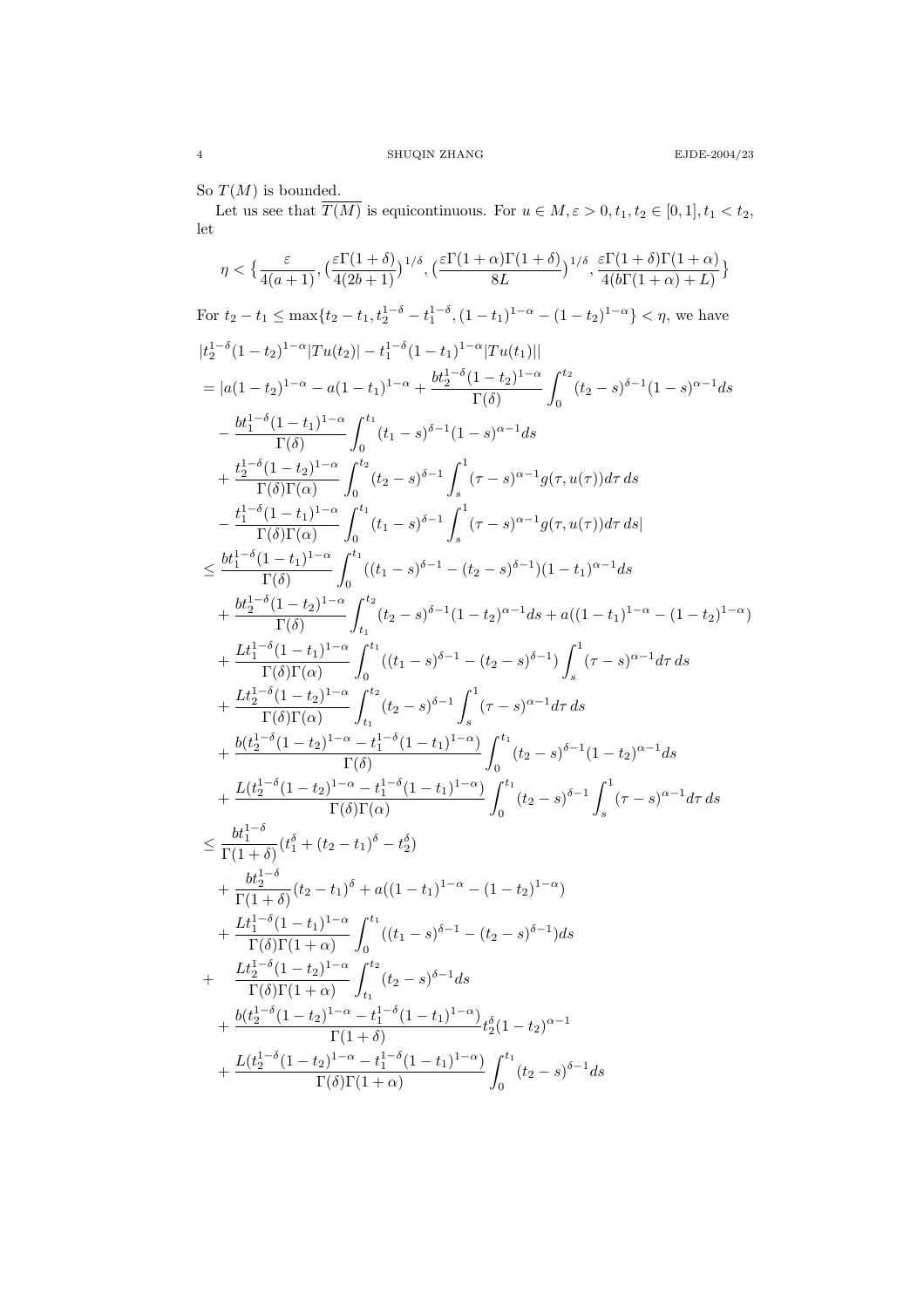So $T(M)$ is bounded.

Let us see that $\overline{T(M)}$ is equicontinuous. For $u \in M, \varepsilon > 0, t_1, t_2 \in [0,1], t_1 < t_2$, let

$$\eta < \Big\{ \frac{\varepsilon}{4(a+1)}, \big(\frac{\varepsilon\Gamma(1+\delta)}{4(2b+1)}\big)^{1/\delta}, \big(\frac{\varepsilon\Gamma(1+\alpha)\Gamma(1+\delta)}{8L}\big)^{1/\delta}, \frac{\varepsilon\Gamma(1+\delta)\Gamma(1+\alpha)}{4(b\Gamma(1+\alpha)+L)} \Big\}$$

For $t_2 - t_1 \le \max\{t_2 - t_1, t_2^{1-\delta} - t_1^{1-\delta}, (1-t_1)^{1-\alpha} - (1-t_2)^{1-\alpha}\} < \eta$, we have

$$
\begin{aligned}
&|t_2^{1-\delta}(1-t_2)^{1-\alpha}|Tu(t_2)| - t_1^{1-\delta}(1-t_1)^{1-\alpha}|Tu(t_1)||\\
&= |a(1-t_2)^{1-\alpha} - a(1-t_1)^{1-\alpha} + \frac{bt_2^{1-\delta}(1-t_2)^{1-\alpha}}{\Gamma(\delta)}\int_0^{t_2}(t_2-s)^{\delta-1}(1-s)^{\alpha-1}ds\\
&\quad - \frac{bt_1^{1-\delta}(1-t_1)^{1-\alpha}}{\Gamma(\delta)}\int_0^{t_1}(t_1-s)^{\delta-1}(1-s)^{\alpha-1}ds\\
&\quad + \frac{t_2^{1-\delta}(1-t_2)^{1-\alpha}}{\Gamma(\delta)\Gamma(\alpha)}\int_0^{t_2}(t_2-s)^{\delta-1}\int_s^1(\tau-s)^{\alpha-1}g(\tau,u(\tau))d\tau\,ds\\
&\quad - \frac{t_1^{1-\delta}(1-t_1)^{1-\alpha}}{\Gamma(\delta)\Gamma(\alpha)}\int_0^{t_1}(t_1-s)^{\delta-1}\int_s^1(\tau-s)^{\alpha-1}g(\tau,u(\tau))d\tau\,ds|\\
&\le \frac{bt_1^{1-\delta}(1-t_1)^{1-\alpha}}{\Gamma(\delta)}\int_0^{t_1}((t_1-s)^{\delta-1} - (t_2-s)^{\delta-1})(1-t_1)^{\alpha-1}ds\\
&\quad + \frac{bt_2^{1-\delta}(1-t_2)^{1-\alpha}}{\Gamma(\delta)}\int_{t_1}^{t_2}(t_2-s)^{\delta-1}(1-t_2)^{\alpha-1}ds + a((1-t_1)^{1-\alpha} - (1-t_2)^{1-\alpha})\\
&\quad + \frac{Lt_1^{1-\delta}(1-t_1)^{1-\alpha}}{\Gamma(\delta)\Gamma(\alpha)}\int_0^{t_1}((t_1-s)^{\delta-1} - (t_2-s)^{\delta-1})\int_s^1(\tau-s)^{\alpha-1}d\tau\,ds\\
&\quad + \frac{Lt_2^{1-\delta}(1-t_2)^{1-\alpha}}{\Gamma(\delta)\Gamma(\alpha)}\int_{t_1}^{t_2}(t_2-s)^{\delta-1}\int_s^1(\tau-s)^{\alpha-1}d\tau\,ds\\
&\quad + \frac{b(t_2^{1-\delta}(1-t_2)^{1-\alpha} - t_1^{1-\delta}(1-t_1)^{1-\alpha})}{\Gamma(\delta)}\int_0^{t_1}(t_2-s)^{\delta-1}(1-t_2)^{\alpha-1}ds\\
&\quad + \frac{L(t_2^{1-\delta}(1-t_2)^{1-\alpha} - t_1^{1-\delta}(1-t_1)^{1-\alpha})}{\Gamma(\delta)\Gamma(\alpha)}\int_0^{t_1}(t_2-s)^{\delta-1}\int_s^1(\tau-s)^{\alpha-1}d\tau\,ds\\
&\le \frac{bt_1^{1-\delta}}{\Gamma(1+\delta)}(t_1^\delta + (t_2-t_1)^\delta - t_2^\delta)\\
&\quad + \frac{bt_2^{1-\delta}}{\Gamma(1+\delta)}(t_2-t_1)^\delta + a((1-t_1)^{1-\alpha} - (1-t_2)^{1-\alpha})\\
&\quad + \frac{Lt_1^{1-\delta}(1-t_1)^{1-\alpha}}{\Gamma(\delta)\Gamma(1+\alpha)}\int_0^{t_1}((t_1-s)^{\delta-1} - (t_2-s)^{\delta-1})ds\\
&\quad + \frac{Lt_2^{1-\delta}(1-t_2)^{1-\alpha}}{\Gamma(\delta)\Gamma(1+\alpha)}\int_{t_1}^{t_2}(t_2-s)^{\delta-1}ds\\
&\quad + \frac{b(t_2^{1-\delta}(1-t_2)^{1-\alpha} - t_1^{1-\delta}(1-t_1)^{1-\alpha})}{\Gamma(1+\delta)}t_2^\delta(1-t_2)^{\alpha-1}\\
&\quad + \frac{L(t_2^{1-\delta}(1-t_2)^{1-\alpha} - t_1^{1-\delta}(1-t_1)^{1-\alpha})}{\Gamma(\delta)\Gamma(1+\alpha)}\int_0^{t_1}(t_2-s)^{\delta-1}ds
\end{aligned}
$$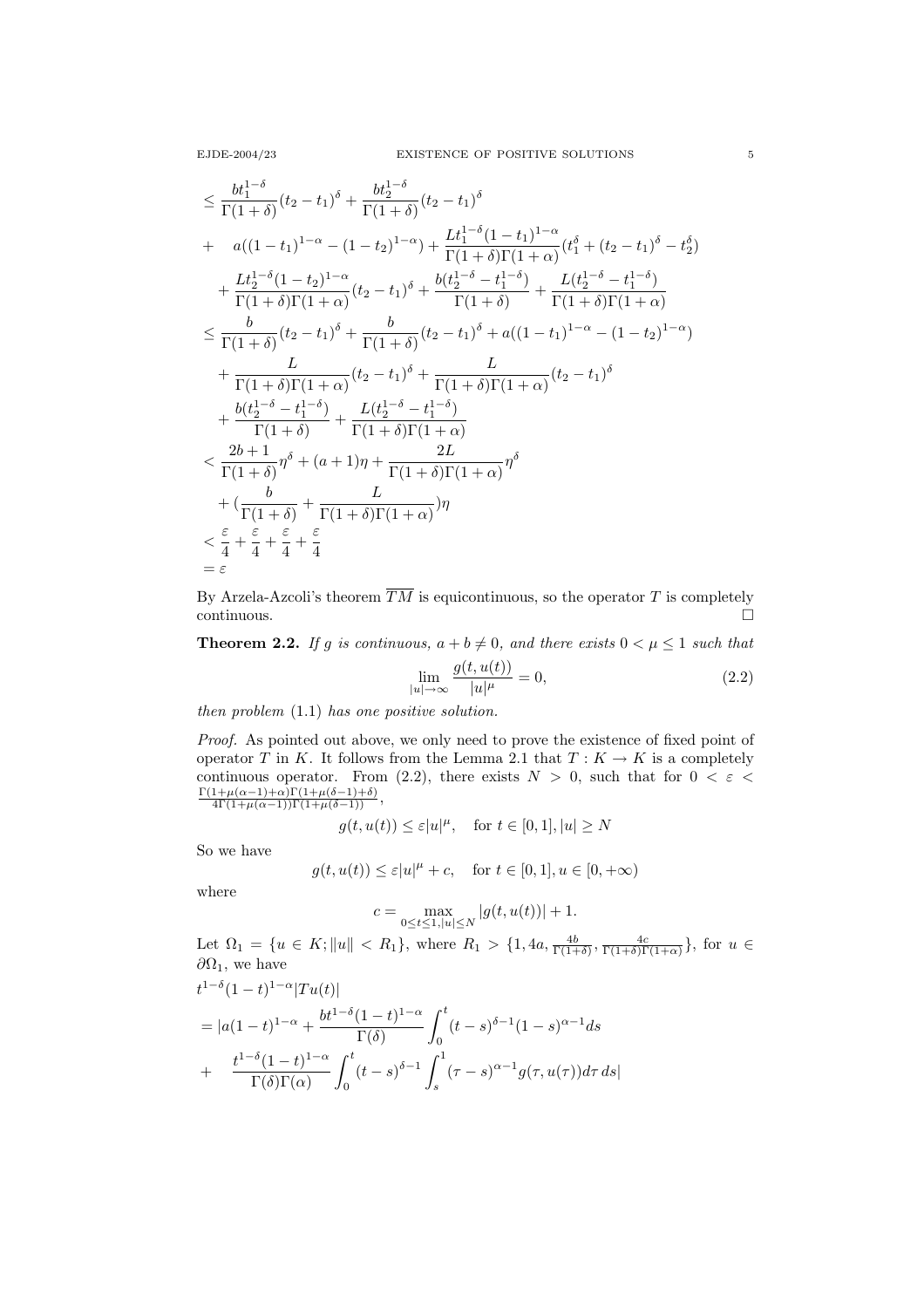$$
\begin{aligned}
&\leq \frac{bt_1^{1-\delta}}{\Gamma(1+\delta)}(t_2-t_1)^\delta + \frac{bt_2^{1-\delta}}{\Gamma(1+\delta)}(t_2-t_1)^\delta \\
&+ \quad a((1-t_1)^{1-\alpha}-(1-t_2)^{1-\alpha}) + \frac{Lt_1^{1-\delta}(1-t_1)^{1-\alpha}}{\Gamma(1+\delta)\Gamma(1+\alpha)}(t_1^\delta+(t_2-t_1)^\delta-t_2^\delta) \\
&\quad + \frac{Lt_2^{1-\delta}(1-t_2)^{1-\alpha}}{\Gamma(1+\delta)\Gamma(1+\alpha)}(t_2-t_1)^\delta + \frac{b(t_2^{1-\delta}-t_1^{1-\delta})}{\Gamma(1+\delta)} + \frac{L(t_2^{1-\delta}-t_1^{1-\delta})}{\Gamma(1+\delta)\Gamma(1+\alpha)} \\
&\leq \frac{b}{\Gamma(1+\delta)}(t_2-t_1)^\delta + \frac{b}{\Gamma(1+\delta)}(t_2-t_1)^\delta + a((1-t_1)^{1-\alpha}-(1-t_2)^{1-\alpha}) \\
&\quad + \frac{L}{\Gamma(1+\delta)\Gamma(1+\alpha)}(t_2-t_1)^\delta + \frac{L}{\Gamma(1+\delta)\Gamma(1+\alpha)}(t_2-t_1)^\delta \\
&\quad + \frac{b(t_2^{1-\delta}-t_1^{1-\delta})}{\Gamma(1+\delta)} + \frac{L(t_2^{1-\delta}-t_1^{1-\delta})}{\Gamma(1+\delta)\Gamma(1+\alpha)} \\
&< \frac{2b+1}{\Gamma(1+\delta)}\eta^\delta + (a+1)\eta + \frac{2L}{\Gamma(1+\delta)\Gamma(1+\alpha)}\eta^\delta \\
&\quad + (\frac{b}{\Gamma(1+\delta)} + \frac{L}{\Gamma(1+\delta)\Gamma(1+\alpha)})\eta \\
&< \frac{\varepsilon}{4} + \frac{\varepsilon}{4} + \frac{\varepsilon}{4} + \frac{\varepsilon}{4} \\
&= \varepsilon
\end{aligned}
$$

By Arzela-Azcoli's theorem $\overline{TM}$ is equicontinuous, so the operator $T$ is completely continuous. $\square$

**Theorem 2.2.** *If $g$ is continuous, $a+b \neq 0$, and there exists $0 < \mu \leq 1$ such that*

$$
\lim_{|u|\to\infty} \frac{g(t,u(t))}{|u|^\mu} = 0, \tag{2.2}
$$

*then problem* (1.1) *has one positive solution.*

*Proof.* As pointed out above, we only need to prove the existence of fixed point of operator $T$ in $K$. It follows from the Lemma 2.1 that $T: K \to K$ is a completely continuous operator. From (2.2), there exists $N > 0$, such that for $0 < \varepsilon < \frac{\Gamma(1+\mu(\alpha-1)+\alpha)\Gamma(1+\mu(\delta-1)+\delta)}{4\Gamma(1+\mu(\alpha-1))\Gamma(1+\mu(\delta-1))}$,

$$
g(t,u(t)) \leq \varepsilon |u|^\mu, \quad \text{for } t \in [0,1], |u| \geq N
$$

So we have

$$
g(t,u(t)) \leq \varepsilon |u|^\mu + c, \quad \text{for } t \in [0,1], u \in [0,+\infty)
$$

where

$$
c = \max_{0 \leq t \leq 1, |u| \leq N} |g(t,u(t))| + 1.
$$

Let $\Omega_1 = \{u \in K; \|u\| < R_1\}$, where $R_1 > \{1, 4a, \frac{4b}{\Gamma(1+\delta)}, \frac{4c}{\Gamma(1+\delta)\Gamma(1+\alpha)}\}$, for $u \in \partial\Omega_1$, we have

$$
\begin{aligned}
&t^{1-\delta}(1-t)^{1-\alpha}|Tu(t)| \\
&= |a(1-t)^{1-\alpha} + \frac{bt^{1-\delta}(1-t)^{1-\alpha}}{\Gamma(\delta)} \int_0^t (t-s)^{\delta-1}(1-s)^{\alpha-1} ds \\
&+ \quad \frac{t^{1-\delta}(1-t)^{1-\alpha}}{\Gamma(\delta)\Gamma(\alpha)} \int_0^t (t-s)^{\delta-1} \int_s^1 (\tau-s)^{\alpha-1} g(\tau,u(\tau)) d\tau \, ds|
\end{aligned}
$$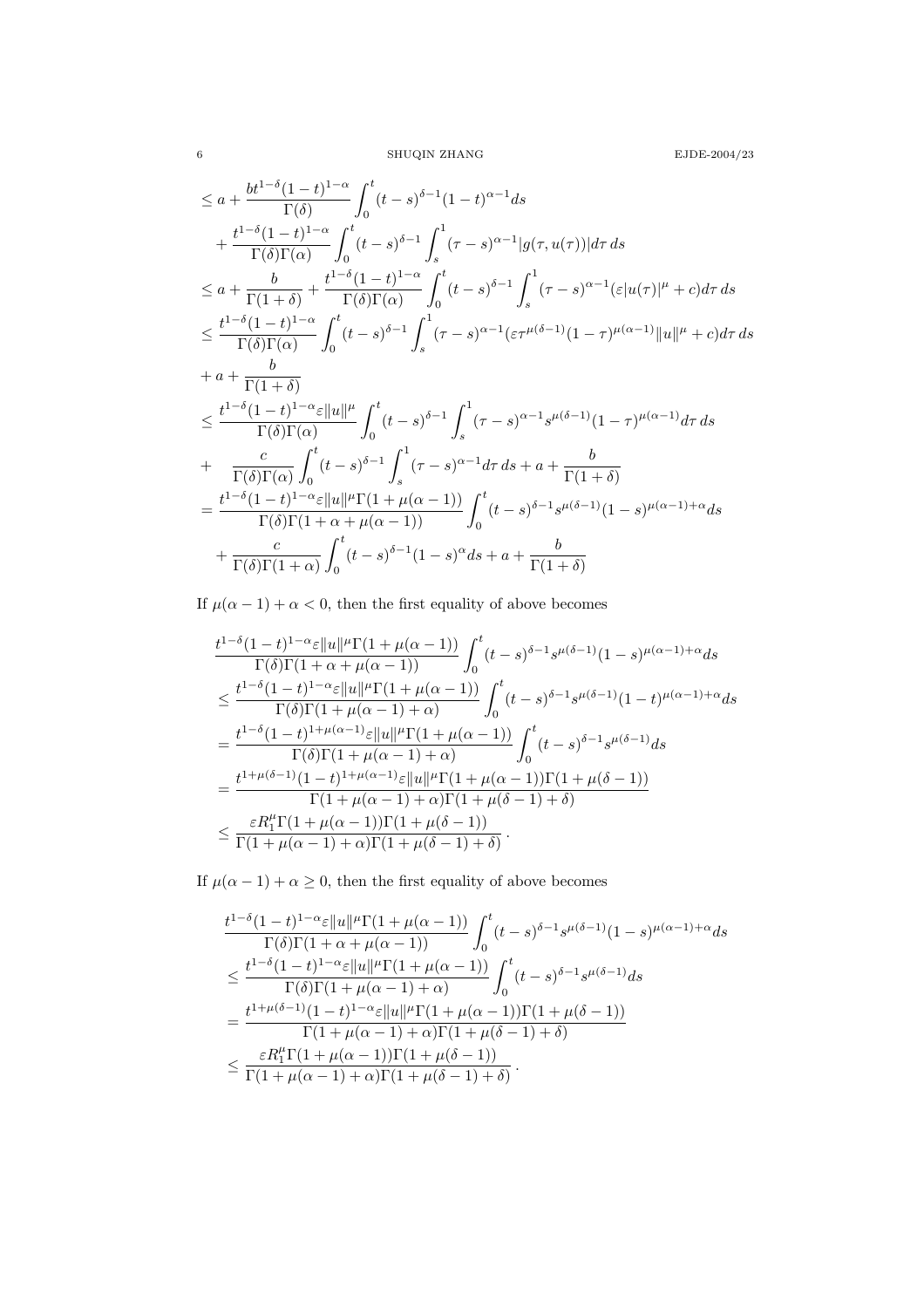$$
\begin{aligned}
&\le a + \frac{bt^{1-\delta}(1-t)^{1-\alpha}}{\Gamma(\delta)}\int_0^t (t-s)^{\delta-1}(1-t)^{\alpha-1}ds \\
&\quad + \frac{t^{1-\delta}(1-t)^{1-\alpha}}{\Gamma(\delta)\Gamma(\alpha)}\int_0^t (t-s)^{\delta-1}\int_s^1 (\tau-s)^{\alpha-1}|g(\tau,u(\tau))|d\tau\, ds \\
&\le a + \frac{b}{\Gamma(1+\delta)} + \frac{t^{1-\delta}(1-t)^{1-\alpha}}{\Gamma(\delta)\Gamma(\alpha)}\int_0^t (t-s)^{\delta-1}\int_s^1 (\tau-s)^{\alpha-1}(\varepsilon|u(\tau)|^{\mu}+c)d\tau\, ds \\
&\le \frac{t^{1-\delta}(1-t)^{1-\alpha}}{\Gamma(\delta)\Gamma(\alpha)}\int_0^t (t-s)^{\delta-1}\int_s^1 (\tau-s)^{\alpha-1}(\varepsilon \tau^{\mu(\delta-1)}(1-\tau)^{\mu(\alpha-1)}\|u\|^{\mu}+c)d\tau\, ds \\
&\quad + a + \frac{b}{\Gamma(1+\delta)} \\
&\le \frac{t^{1-\delta}(1-t)^{1-\alpha}\varepsilon\|u\|^{\mu}}{\Gamma(\delta)\Gamma(\alpha)}\int_0^t (t-s)^{\delta-1}\int_s^1 (\tau-s)^{\alpha-1}s^{\mu(\delta-1)}(1-\tau)^{\mu(\alpha-1)}d\tau\, ds \\
&\quad + \frac{c}{\Gamma(\delta)\Gamma(\alpha)}\int_0^t (t-s)^{\delta-1}\int_s^1 (\tau-s)^{\alpha-1}d\tau\, ds + a + \frac{b}{\Gamma(1+\delta)} \\
&= \frac{t^{1-\delta}(1-t)^{1-\alpha}\varepsilon\|u\|^{\mu}\Gamma(1+\mu(\alpha-1))}{\Gamma(\delta)\Gamma(1+\alpha+\mu(\alpha-1))}\int_0^t (t-s)^{\delta-1}s^{\mu(\delta-1)}(1-s)^{\mu(\alpha-1)+\alpha}ds \\
&\quad + \frac{c}{\Gamma(\delta)\Gamma(1+\alpha)}\int_0^t (t-s)^{\delta-1}(1-s)^{\alpha}ds + a + \frac{b}{\Gamma(1+\delta)}
\end{aligned}
$$

If $\mu(\alpha-1)+\alpha<0$, then the first equality of above becomes

$$
\begin{aligned}
&\frac{t^{1-\delta}(1-t)^{1-\alpha}\varepsilon\|u\|^{\mu}\Gamma(1+\mu(\alpha-1))}{\Gamma(\delta)\Gamma(1+\alpha+\mu(\alpha-1))}\int_0^t (t-s)^{\delta-1}s^{\mu(\delta-1)}(1-s)^{\mu(\alpha-1)+\alpha}ds \\
&\le \frac{t^{1-\delta}(1-t)^{1-\alpha}\varepsilon\|u\|^{\mu}\Gamma(1+\mu(\alpha-1))}{\Gamma(\delta)\Gamma(1+\mu(\alpha-1)+\alpha)}\int_0^t (t-s)^{\delta-1}s^{\mu(\delta-1)}(1-t)^{\mu(\alpha-1)+\alpha}ds \\
&= \frac{t^{1-\delta}(1-t)^{1+\mu(\alpha-1)}\varepsilon\|u\|^{\mu}\Gamma(1+\mu(\alpha-1))}{\Gamma(\delta)\Gamma(1+\mu(\alpha-1)+\alpha)}\int_0^t (t-s)^{\delta-1}s^{\mu(\delta-1)}ds \\
&= \frac{t^{1+\mu(\delta-1)}(1-t)^{1+\mu(\alpha-1)}\varepsilon\|u\|^{\mu}\Gamma(1+\mu(\alpha-1))\Gamma(1+\mu(\delta-1))}{\Gamma(1+\mu(\alpha-1)+\alpha)\Gamma(1+\mu(\delta-1)+\delta)} \\
&\le \frac{\varepsilon R_1^{\mu}\Gamma(1+\mu(\alpha-1))\Gamma(1+\mu(\delta-1))}{\Gamma(1+\mu(\alpha-1)+\alpha)\Gamma(1+\mu(\delta-1)+\delta)}\,.
\end{aligned}
$$

If $\mu(\alpha-1)+\alpha\ge 0$, then the first equality of above becomes

$$
\begin{aligned}
&\frac{t^{1-\delta}(1-t)^{1-\alpha}\varepsilon\|u\|^{\mu}\Gamma(1+\mu(\alpha-1))}{\Gamma(\delta)\Gamma(1+\alpha+\mu(\alpha-1))}\int_0^t (t-s)^{\delta-1}s^{\mu(\delta-1)}(1-s)^{\mu(\alpha-1)+\alpha}ds \\
&\le \frac{t^{1-\delta}(1-t)^{1-\alpha}\varepsilon\|u\|^{\mu}\Gamma(1+\mu(\alpha-1))}{\Gamma(\delta)\Gamma(1+\mu(\alpha-1)+\alpha)}\int_0^t (t-s)^{\delta-1}s^{\mu(\delta-1)}ds \\
&= \frac{t^{1+\mu(\delta-1)}(1-t)^{1-\alpha}\varepsilon\|u\|^{\mu}\Gamma(1+\mu(\alpha-1))\Gamma(1+\mu(\delta-1))}{\Gamma(1+\mu(\alpha-1)+\alpha)\Gamma(1+\mu(\delta-1)+\delta)} \\
&\le \frac{\varepsilon R_1^{\mu}\Gamma(1+\mu(\alpha-1))\Gamma(1+\mu(\delta-1))}{\Gamma(1+\mu(\alpha-1)+\alpha)\Gamma(1+\mu(\delta-1)+\delta)}\,.
\end{aligned}
$$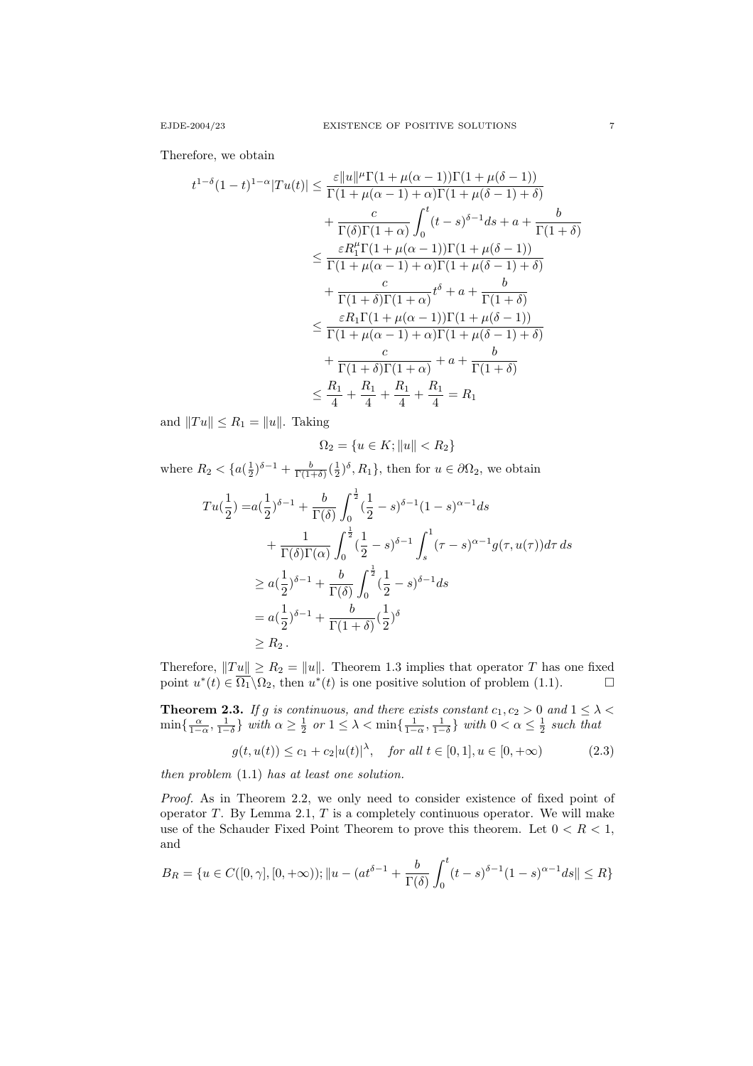Therefore, we obtain

$$
\begin{aligned}
t^{1-\delta}(1-t)^{1-\alpha}|Tu(t)| \le & \frac{\varepsilon\|u\|^{\mu}\Gamma(1+\mu(\alpha-1))\Gamma(1+\mu(\delta-1))}{\Gamma(1+\mu(\alpha-1)+\alpha)\Gamma(1+\mu(\delta-1)+\delta)} \\
& + \frac{c}{\Gamma(\delta)\Gamma(1+\alpha)}\int_0^t (t-s)^{\delta-1}ds + a + \frac{b}{\Gamma(1+\delta)} \\
\le & \frac{\varepsilon R_1^{\mu}\Gamma(1+\mu(\alpha-1))\Gamma(1+\mu(\delta-1))}{\Gamma(1+\mu(\alpha-1)+\alpha)\Gamma(1+\mu(\delta-1)+\delta)} \\
& + \frac{c}{\Gamma(1+\delta)\Gamma(1+\alpha)}t^{\delta} + a + \frac{b}{\Gamma(1+\delta)} \\
\le & \frac{\varepsilon R_1\Gamma(1+\mu(\alpha-1))\Gamma(1+\mu(\delta-1))}{\Gamma(1+\mu(\alpha-1)+\alpha)\Gamma(1+\mu(\delta-1)+\delta)} \\
& + \frac{c}{\Gamma(1+\delta)\Gamma(1+\alpha)} + a + \frac{b}{\Gamma(1+\delta)} \\
\le & \frac{R_1}{4} + \frac{R_1}{4} + \frac{R_1}{4} + \frac{R_1}{4} = R_1
\end{aligned}
$$

and $\|Tu\| \le R_1 = \|u\|$. Taking

$$
\Omega_2 = \{u \in K; \|u\| < R_2\}
$$

where $R_2 < \{a(\frac{1}{2})^{\delta-1} + \frac{b}{\Gamma(1+\delta)}(\frac{1}{2})^{\delta}, R_1\}$, then for $u \in \partial\Omega_2$, we obtain

$$
\begin{aligned}
Tu(\tfrac{1}{2}) = & a(\tfrac{1}{2})^{\delta-1} + \frac{b}{\Gamma(\delta)}\int_0^{\frac{1}{2}}(\tfrac{1}{2}-s)^{\delta-1}(1-s)^{\alpha-1}ds \\
& + \frac{1}{\Gamma(\delta)\Gamma(\alpha)}\int_0^{\frac{1}{2}}(\tfrac{1}{2}-s)^{\delta-1}\int_s^1(\tau-s)^{\alpha-1}g(\tau,u(\tau))d\tau\, ds \\
\ge & a(\tfrac{1}{2})^{\delta-1} + \frac{b}{\Gamma(\delta)}\int_0^{\frac{1}{2}}(\tfrac{1}{2}-s)^{\delta-1}ds \\
= & a(\tfrac{1}{2})^{\delta-1} + \frac{b}{\Gamma(1+\delta)}(\tfrac{1}{2})^{\delta} \\
\ge & R_2\,.
\end{aligned}
$$

Therefore, $\|Tu\| \ge R_2 = \|u\|$. Theorem 1.3 implies that operator $T$ has one fixed point $u^*(t) \in \overline{\Omega_1}\backslash\Omega_2$, then $u^*(t)$ is one positive solution of problem (1.1). $\square$

**Theorem 2.3.** *If $g$ is continuous, and there exists constant $c_1, c_2 > 0$ and $1 \le \lambda < \min\{\frac{\alpha}{1-\alpha}, \frac{1}{1-\delta}\}$ with $\alpha \ge \frac{1}{2}$ or $1 \le \lambda < \min\{\frac{1}{1-\alpha}, \frac{1}{1-\delta}\}$ with $0 < \alpha \le \frac{1}{2}$ such that*

$$
g(t,u(t)) \le c_1 + c_2|u(t)|^{\lambda}, \quad \text{for all } t \in [0,1], u \in [0,+\infty) \tag{2.3}
$$

*then problem* (1.1) *has at least one solution.*

*Proof.* As in Theorem 2.2, we only need to consider existence of fixed point of operator $T$. By Lemma 2.1, $T$ is a completely continuous operator. We will make use of the Schauder Fixed Point Theorem to prove this theorem. Let $0 < R < 1$, and

$$
B_R = \{u \in C([0,\gamma],[0,+\infty)); \|u - (at^{\delta-1} + \frac{b}{\Gamma(\delta)}\int_0^t (t-s)^{\delta-1}(1-s)^{\alpha-1}ds\| \le R\}
$$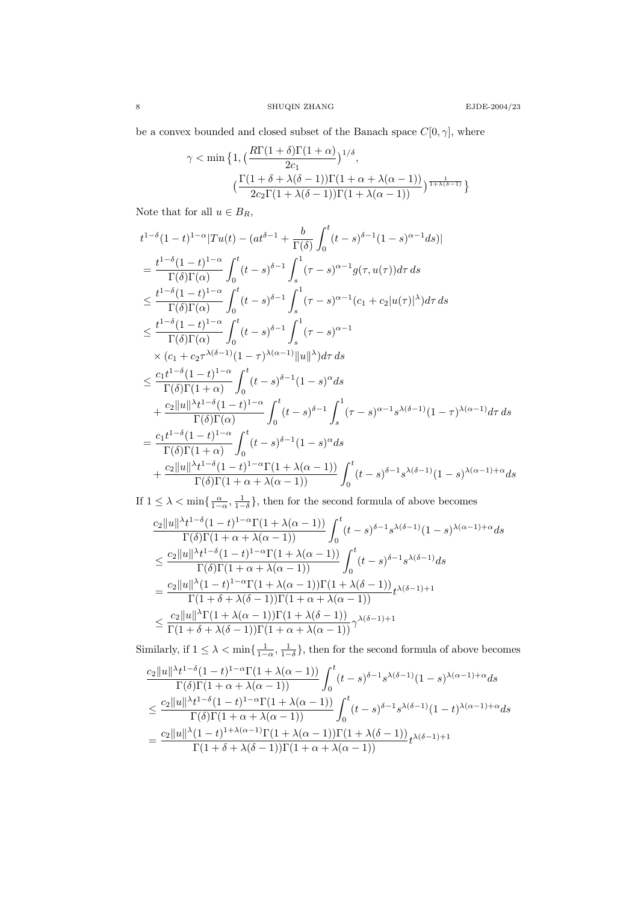be a convex bounded and closed subset of the Banach space $C[0,\gamma]$, where

$$\gamma < \min\big\{1, \big(\frac{R\Gamma(1+\delta)\Gamma(1+\alpha)}{2c_1}\big)^{1/\delta},\\ \big(\frac{\Gamma(1+\delta+\lambda(\delta-1))\Gamma(1+\alpha+\lambda(\alpha-1))}{2c_2\Gamma(1+\lambda(\delta-1))\Gamma(1+\lambda(\alpha-1))}\big)^{\frac{1}{1+\lambda(\delta-1)}}\big\}$$

Note that for all $u \in B_R$,

$$\begin{aligned}
&t^{1-\delta}(1-t)^{1-\alpha}|Tu(t) - (at^{\delta-1} + \frac{b}{\Gamma(\delta)}\int_0^t (t-s)^{\delta-1}(1-s)^{\alpha-1}ds)| \\
&= \frac{t^{1-\delta}(1-t)^{1-\alpha}}{\Gamma(\delta)\Gamma(\alpha)}\int_0^t (t-s)^{\delta-1}\int_s^1 (\tau-s)^{\alpha-1}g(\tau,u(\tau))d\tau\,ds \\
&\le \frac{t^{1-\delta}(1-t)^{1-\alpha}}{\Gamma(\delta)\Gamma(\alpha)}\int_0^t (t-s)^{\delta-1}\int_s^1 (\tau-s)^{\alpha-1}(c_1+c_2|u(\tau)|^\lambda)d\tau\,ds \\
&\le \frac{t^{1-\delta}(1-t)^{1-\alpha}}{\Gamma(\delta)\Gamma(\alpha)}\int_0^t (t-s)^{\delta-1}\int_s^1 (\tau-s)^{\alpha-1} \\
&\quad \times (c_1 + c_2\tau^{\lambda(\delta-1)}(1-\tau)^{\lambda(\alpha-1)}\|u\|^\lambda)d\tau\,ds \\
&\le \frac{c_1 t^{1-\delta}(1-t)^{1-\alpha}}{\Gamma(\delta)\Gamma(1+\alpha)}\int_0^t (t-s)^{\delta-1}(1-s)^\alpha ds \\
&\quad + \frac{c_2\|u\|^\lambda t^{1-\delta}(1-t)^{1-\alpha}}{\Gamma(\delta)\Gamma(\alpha)}\int_0^t (t-s)^{\delta-1}\int_s^1 (\tau-s)^{\alpha-1}s^{\lambda(\delta-1)}(1-\tau)^{\lambda(\alpha-1)}d\tau\,ds \\
&= \frac{c_1 t^{1-\delta}(1-t)^{1-\alpha}}{\Gamma(\delta)\Gamma(1+\alpha)}\int_0^t (t-s)^{\delta-1}(1-s)^\alpha ds \\
&\quad + \frac{c_2\|u\|^\lambda t^{1-\delta}(1-t)^{1-\alpha}\Gamma(1+\lambda(\alpha-1))}{\Gamma(\delta)\Gamma(1+\alpha+\lambda(\alpha-1))}\int_0^t (t-s)^{\delta-1}s^{\lambda(\delta-1)}(1-s)^{\lambda(\alpha-1)+\alpha}ds
\end{aligned}$$

If $1 \le \lambda < \min\{\frac{\alpha}{1-\alpha}, \frac{1}{1-\delta}\}$, then for the second formula of above becomes

$$\begin{aligned}
&\frac{c_2\|u\|^\lambda t^{1-\delta}(1-t)^{1-\alpha}\Gamma(1+\lambda(\alpha-1))}{\Gamma(\delta)\Gamma(1+\alpha+\lambda(\alpha-1))}\int_0^t (t-s)^{\delta-1}s^{\lambda(\delta-1)}(1-s)^{\lambda(\alpha-1)+\alpha}ds \\
&\le \frac{c_2\|u\|^\lambda t^{1-\delta}(1-t)^{1-\alpha}\Gamma(1+\lambda(\alpha-1))}{\Gamma(\delta)\Gamma(1+\alpha+\lambda(\alpha-1))}\int_0^t (t-s)^{\delta-1}s^{\lambda(\delta-1)}ds \\
&= \frac{c_2\|u\|^\lambda(1-t)^{1-\alpha}\Gamma(1+\lambda(\alpha-1))\Gamma(1+\lambda(\delta-1))}{\Gamma(1+\delta+\lambda(\delta-1))\Gamma(1+\alpha+\lambda(\alpha-1))}t^{\lambda(\delta-1)+1} \\
&\le \frac{c_2\|u\|^\lambda\Gamma(1+\lambda(\alpha-1))\Gamma(1+\lambda(\delta-1))}{\Gamma(1+\delta+\lambda(\delta-1))\Gamma(1+\alpha+\lambda(\alpha-1))}\gamma^{\lambda(\delta-1)+1}
\end{aligned}$$

Similarly, if $1 \le \lambda < \min\{\frac{1}{1-\alpha}, \frac{1}{1-\delta}\}$, then for the second formula of above becomes

$$\begin{aligned}
&\frac{c_2\|u\|^\lambda t^{1-\delta}(1-t)^{1-\alpha}\Gamma(1+\lambda(\alpha-1))}{\Gamma(\delta)\Gamma(1+\alpha+\lambda(\alpha-1))}\int_0^t (t-s)^{\delta-1}s^{\lambda(\delta-1)}(1-s)^{\lambda(\alpha-1)+\alpha}ds \\
&\le \frac{c_2\|u\|^\lambda t^{1-\delta}(1-t)^{1-\alpha}\Gamma(1+\lambda(\alpha-1))}{\Gamma(\delta)\Gamma(1+\alpha+\lambda(\alpha-1))}\int_0^t (t-s)^{\delta-1}s^{\lambda(\delta-1)}(1-t)^{\lambda(\alpha-1)+\alpha}ds \\
&= \frac{c_2\|u\|^\lambda(1-t)^{1+\lambda(\alpha-1)}\Gamma(1+\lambda(\alpha-1))\Gamma(1+\lambda(\delta-1))}{\Gamma(1+\delta+\lambda(\delta-1))\Gamma(1+\alpha+\lambda(\alpha-1))}t^{\lambda(\delta-1)+1}
\end{aligned}$$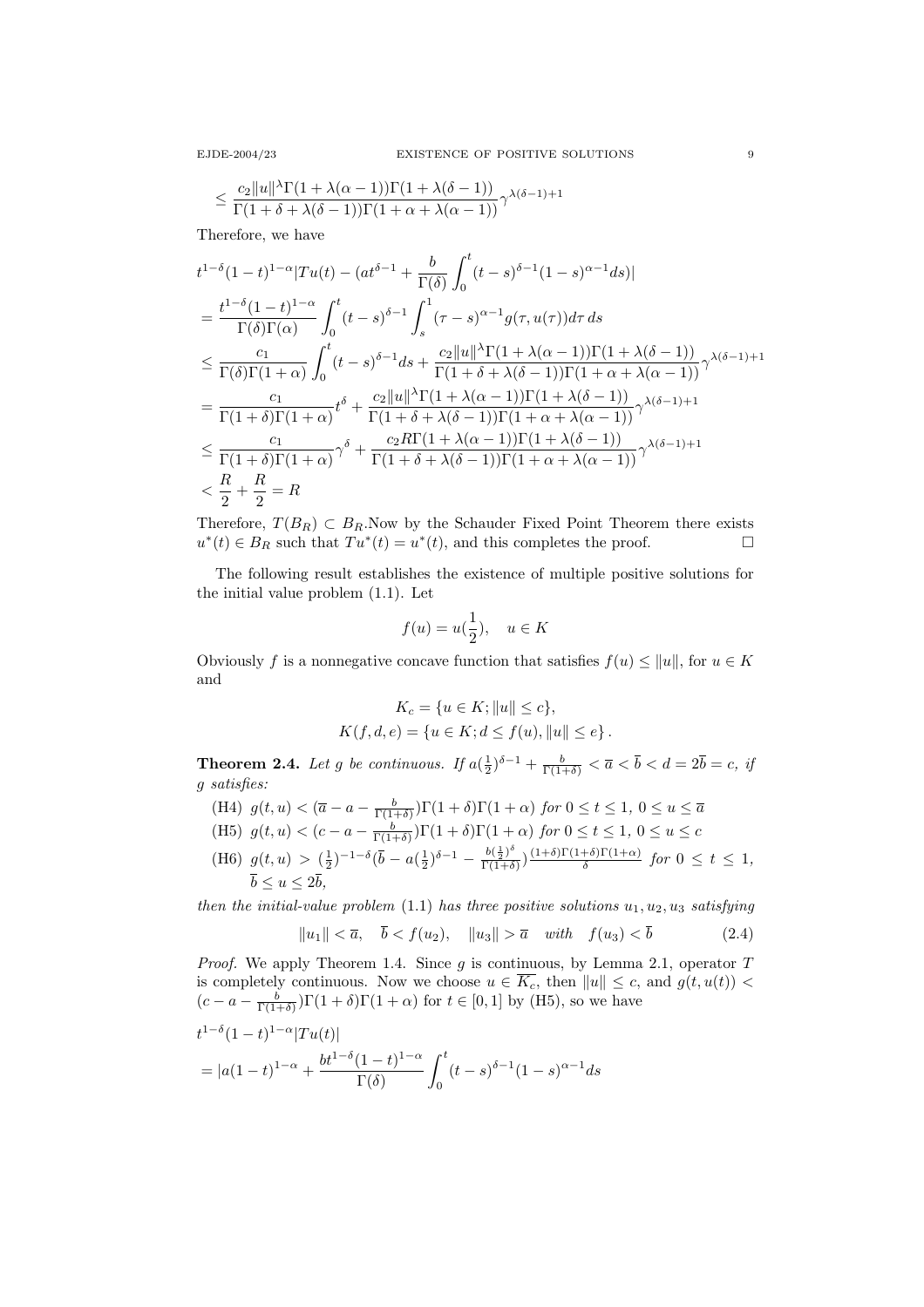$$\leq \frac{c_2\|u\|^\lambda \Gamma(1+\lambda(\alpha-1))\Gamma(1+\lambda(\delta-1))}{\Gamma(1+\delta+\lambda(\delta-1))\Gamma(1+\alpha+\lambda(\alpha-1))}\gamma^{\lambda(\delta-1)+1}$$

Therefore, we have

$$\begin{aligned}
&t^{1-\delta}(1-t)^{1-\alpha}|Tu(t)-(at^{\delta-1}+\frac{b}{\Gamma(\delta)}\int_0^t (t-s)^{\delta-1}(1-s)^{\alpha-1}ds)| \\
&= \frac{t^{1-\delta}(1-t)^{1-\alpha}}{\Gamma(\delta)\Gamma(\alpha)}\int_0^t (t-s)^{\delta-1}\int_s^1 (\tau-s)^{\alpha-1}g(\tau,u(\tau))d\tau\, ds \\
&\leq \frac{c_1}{\Gamma(\delta)\Gamma(1+\alpha)}\int_0^t (t-s)^{\delta-1}ds + \frac{c_2\|u\|^\lambda \Gamma(1+\lambda(\alpha-1))\Gamma(1+\lambda(\delta-1))}{\Gamma(1+\delta+\lambda(\delta-1))\Gamma(1+\alpha+\lambda(\alpha-1))}\gamma^{\lambda(\delta-1)+1} \\
&= \frac{c_1}{\Gamma(1+\delta)\Gamma(1+\alpha)}t^\delta + \frac{c_2\|u\|^\lambda \Gamma(1+\lambda(\alpha-1))\Gamma(1+\lambda(\delta-1))}{\Gamma(1+\delta+\lambda(\delta-1))\Gamma(1+\alpha+\lambda(\alpha-1))}\gamma^{\lambda(\delta-1)+1} \\
&\leq \frac{c_1}{\Gamma(1+\delta)\Gamma(1+\alpha)}\gamma^\delta + \frac{c_2 R\Gamma(1+\lambda(\alpha-1))\Gamma(1+\lambda(\delta-1))}{\Gamma(1+\delta+\lambda(\delta-1))\Gamma(1+\alpha+\lambda(\alpha-1))}\gamma^{\lambda(\delta-1)+1} \\
&< \frac{R}{2}+\frac{R}{2} = R
\end{aligned}$$

Therefore, $T(B_R)\subset B_R$.Now by the Schauder Fixed Point Theorem there exists $u^*(t)\in B_R$ such that $Tu^*(t)=u^*(t)$, and this completes the proof. ☐

The following result establishes the existence of multiple positive solutions for the initial value problem (1.1). Let

$$f(u)=u(\frac{1}{2}),\quad u\in K$$

Obviously $f$ is a nonnegative concave function that satisfies $f(u)\leq\|u\|$, for $u\in K$ and

$$\begin{gathered}
K_c=\{u\in K;\|u\|\leq c\},\\
K(f,d,e)=\{u\in K; d\leq f(u),\|u\|\leq e\}\,.
\end{gathered}$$

**Theorem 2.4.** *Let $g$ be continuous. If $a(\frac{1}{2})^{\delta-1}+\frac{b}{\Gamma(1+\delta)}<\overline{a}<\overline{b}<d=2\overline{b}=c$, if $g$ satisfies:*

- (H4) $g(t,u)<(\overline{a}-a-\frac{b}{\Gamma(1+\delta)})\Gamma(1+\delta)\Gamma(1+\alpha)$ *for* $0\leq t\leq 1$, $0\leq u\leq\overline{a}$
- (H5) $g(t,u)<(c-a-\frac{b}{\Gamma(1+\delta)})\Gamma(1+\delta)\Gamma(1+\alpha)$ *for* $0\leq t\leq 1$, $0\leq u\leq c$
- (H6) $g(t,u)>(\frac{1}{2})^{-1-\delta}(\overline{b}-a(\frac{1}{2})^{\delta-1}-\frac{b(\frac{1}{2})^\delta}{\Gamma(1+\delta)})\frac{(1+\delta)\Gamma(1+\delta)\Gamma(1+\alpha)}{\delta}$ *for* $0\leq t\leq 1$, $\overline{b}\leq u\leq 2\overline{b}$,

*then the initial-value problem (1.1) has three positive solutions $u_1,u_2,u_3$ satisfying*

$$\|u_1\|<\overline{a},\quad \overline{b}<f(u_2),\quad \|u_3\|>\overline{a}\quad with\quad f(u_3)<\overline{b} \tag{2.4}$$

*Proof.* We apply Theorem 1.4. Since $g$ is continuous, by Lemma 2.1, operator $T$ is completely continuous. Now we choose $u\in\overline{K_c}$, then $\|u\|\leq c$, and $g(t,u(t))<(c-a-\frac{b}{\Gamma(1+\delta)})\Gamma(1+\delta)\Gamma(1+\alpha)$ for $t\in[0,1]$ by (H5), so we have

$$\begin{aligned}
&t^{1-\delta}(1-t)^{1-\alpha}|Tu(t)| \\
&= |a(1-t)^{1-\alpha}+\frac{bt^{1-\delta}(1-t)^{1-\alpha}}{\Gamma(\delta)}\int_0^t (t-s)^{\delta-1}(1-s)^{\alpha-1}ds
\end{aligned}$$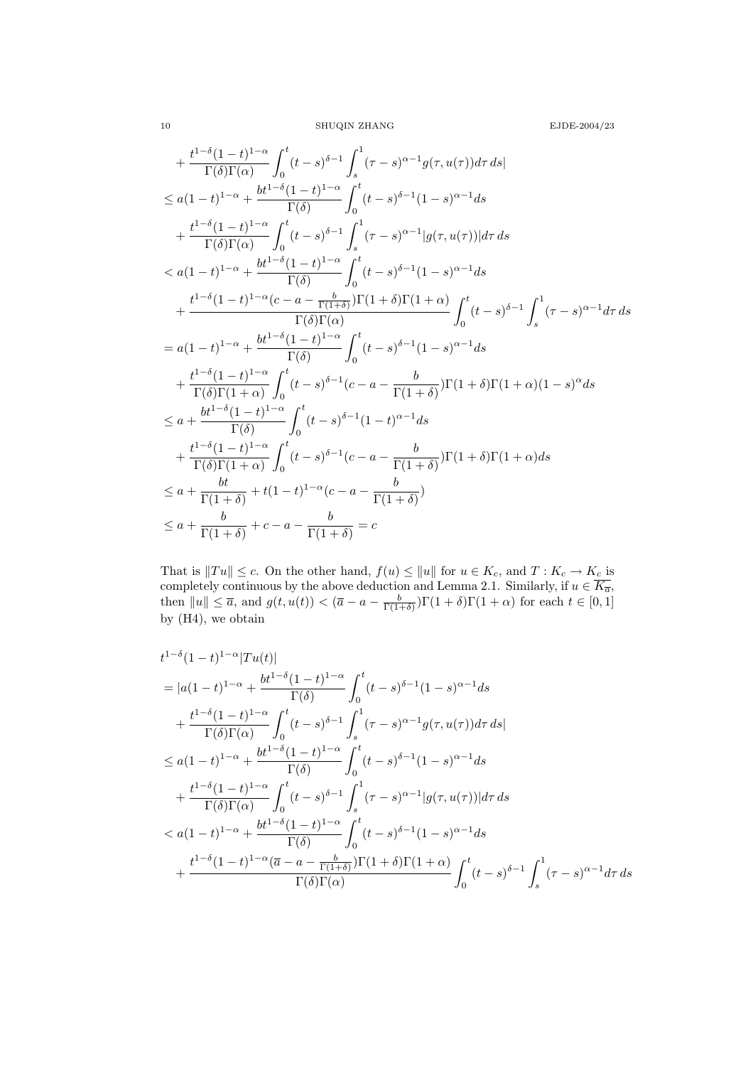$$
\begin{aligned}
&+\frac{t^{1-\delta}(1-t)^{1-\alpha}}{\Gamma(\delta)\Gamma(\alpha)}\int_0^t(t-s)^{\delta-1}\int_s^1(\tau-s)^{\alpha-1}g(\tau,u(\tau))d\tau\,ds| \\
&\le a(1-t)^{1-\alpha}+\frac{bt^{1-\delta}(1-t)^{1-\alpha}}{\Gamma(\delta)}\int_0^t(t-s)^{\delta-1}(1-s)^{\alpha-1}ds \\
&\quad+\frac{t^{1-\delta}(1-t)^{1-\alpha}}{\Gamma(\delta)\Gamma(\alpha)}\int_0^t(t-s)^{\delta-1}\int_s^1(\tau-s)^{\alpha-1}|g(\tau,u(\tau))|d\tau\,ds \\
&< a(1-t)^{1-\alpha}+\frac{bt^{1-\delta}(1-t)^{1-\alpha}}{\Gamma(\delta)}\int_0^t(t-s)^{\delta-1}(1-s)^{\alpha-1}ds \\
&\quad+\frac{t^{1-\delta}(1-t)^{1-\alpha}(c-a-\frac{b}{\Gamma(1+\delta)})\Gamma(1+\delta)\Gamma(1+\alpha)}{\Gamma(\delta)\Gamma(\alpha)}\int_0^t(t-s)^{\delta-1}\int_s^1(\tau-s)^{\alpha-1}d\tau\,ds \\
&= a(1-t)^{1-\alpha}+\frac{bt^{1-\delta}(1-t)^{1-\alpha}}{\Gamma(\delta)}\int_0^t(t-s)^{\delta-1}(1-s)^{\alpha-1}ds \\
&\quad+\frac{t^{1-\delta}(1-t)^{1-\alpha}}{\Gamma(\delta)\Gamma(1+\alpha)}\int_0^t(t-s)^{\delta-1}(c-a-\frac{b}{\Gamma(1+\delta)})\Gamma(1+\delta)\Gamma(1+\alpha)(1-s)^{\alpha}ds \\
&\le a+\frac{bt^{1-\delta}(1-t)^{1-\alpha}}{\Gamma(\delta)}\int_0^t(t-s)^{\delta-1}(1-t)^{\alpha-1}ds \\
&\quad+\frac{t^{1-\delta}(1-t)^{1-\alpha}}{\Gamma(\delta)\Gamma(1+\alpha)}\int_0^t(t-s)^{\delta-1}(c-a-\frac{b}{\Gamma(1+\delta)})\Gamma(1+\delta)\Gamma(1+\alpha)ds \\
&\le a+\frac{bt}{\Gamma(1+\delta)}+t(1-t)^{1-\alpha}(c-a-\frac{b}{\Gamma(1+\delta)}) \\
&\le a+\frac{b}{\Gamma(1+\delta)}+c-a-\frac{b}{\Gamma(1+\delta)}=c
\end{aligned}
$$

That is $\|Tu\|\le c$. On the other hand, $f(u)\le\|u\|$ for $u\in K_c$, and $T:K_c\to K_c$ is completely continuous by the above deduction and Lemma 2.1. Similarly, if $u\in\overline{K_{\overline{a}}}$, then $\|u\|\le\overline{a}$, and $g(t,u(t))<(\overline{a}-a-\frac{b}{\Gamma(1+\delta)})\Gamma(1+\delta)\Gamma(1+\alpha)$ for each $t\in[0,1]$ by (H4), we obtain

$$
\begin{aligned}
&t^{1-\delta}(1-t)^{1-\alpha}|Tu(t)| \\
&=|a(1-t)^{1-\alpha}+\frac{bt^{1-\delta}(1-t)^{1-\alpha}}{\Gamma(\delta)}\int_0^t(t-s)^{\delta-1}(1-s)^{\alpha-1}ds \\
&\quad+\frac{t^{1-\delta}(1-t)^{1-\alpha}}{\Gamma(\delta)\Gamma(\alpha)}\int_0^t(t-s)^{\delta-1}\int_s^1(\tau-s)^{\alpha-1}g(\tau,u(\tau))d\tau\,ds| \\
&\le a(1-t)^{1-\alpha}+\frac{bt^{1-\delta}(1-t)^{1-\alpha}}{\Gamma(\delta)}\int_0^t(t-s)^{\delta-1}(1-s)^{\alpha-1}ds \\
&\quad+\frac{t^{1-\delta}(1-t)^{1-\alpha}}{\Gamma(\delta)\Gamma(\alpha)}\int_0^t(t-s)^{\delta-1}\int_s^1(\tau-s)^{\alpha-1}|g(\tau,u(\tau))|d\tau\,ds \\
&< a(1-t)^{1-\alpha}+\frac{bt^{1-\delta}(1-t)^{1-\alpha}}{\Gamma(\delta)}\int_0^t(t-s)^{\delta-1}(1-s)^{\alpha-1}ds \\
&\quad+\frac{t^{1-\delta}(1-t)^{1-\alpha}(\overline{a}-a-\frac{b}{\Gamma(1+\delta)})\Gamma(1+\delta)\Gamma(1+\alpha)}{\Gamma(\delta)\Gamma(\alpha)}\int_0^t(t-s)^{\delta-1}\int_s^1(\tau-s)^{\alpha-1}d\tau\,ds
\end{aligned}
$$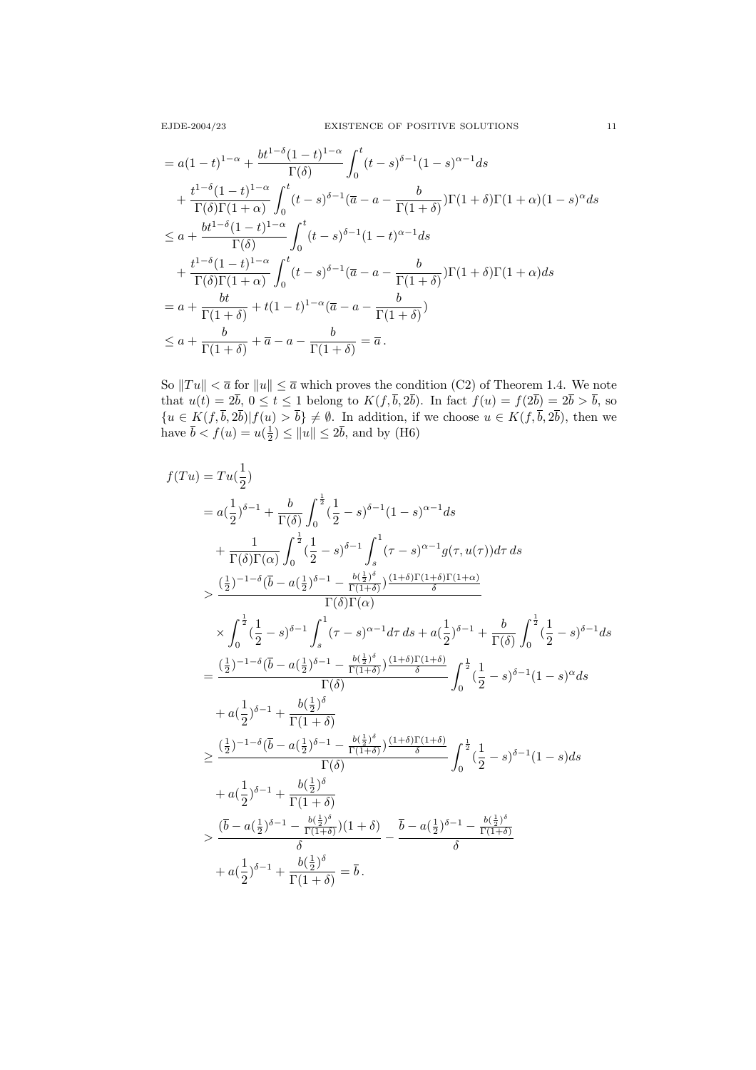$$
\begin{aligned}
&= a(1-t)^{1-\alpha} + \frac{bt^{1-\delta}(1-t)^{1-\alpha}}{\Gamma(\delta)} \int_0^t (t-s)^{\delta-1}(1-s)^{\alpha-1} ds \\
&\quad + \frac{t^{1-\delta}(1-t)^{1-\alpha}}{\Gamma(\delta)\Gamma(1+\alpha)} \int_0^t (t-s)^{\delta-1}(\overline{a} - a - \frac{b}{\Gamma(1+\delta)})\Gamma(1+\delta)\Gamma(1+\alpha)(1-s)^{\alpha} ds \\
&\le a + \frac{bt^{1-\delta}(1-t)^{1-\alpha}}{\Gamma(\delta)} \int_0^t (t-s)^{\delta-1}(1-t)^{\alpha-1} ds \\
&\quad + \frac{t^{1-\delta}(1-t)^{1-\alpha}}{\Gamma(\delta)\Gamma(1+\alpha)} \int_0^t (t-s)^{\delta-1}(\overline{a} - a - \frac{b}{\Gamma(1+\delta)})\Gamma(1+\delta)\Gamma(1+\alpha) ds \\
&= a + \frac{bt}{\Gamma(1+\delta)} + t(1-t)^{1-\alpha}(\overline{a} - a - \frac{b}{\Gamma(1+\delta)}) \\
&\le a + \frac{b}{\Gamma(1+\delta)} + \overline{a} - a - \frac{b}{\Gamma(1+\delta)} = \overline{a}\,.
\end{aligned}
$$

So $\|Tu\| < \overline{a}$ for $\|u\| \le \overline{a}$ which proves the condition (C2) of Theorem 1.4. We note that $u(t) = 2\overline{b}$, $0 \le t \le 1$ belong to $K(f, \overline{b}, 2\overline{b})$. In fact $f(u) = f(2\overline{b}) = 2\overline{b} > \overline{b}$, so $\{u \in K(f, \overline{b}, 2\overline{b}) | f(u) > \overline{b}\} \neq \emptyset$. In addition, if we choose $u \in K(f, \overline{b}, 2\overline{b})$, then we have $\overline{b} < f(u) = u(\frac{1}{2}) \le \|u\| \le 2\overline{b}$, and by (H6)

$$
\begin{aligned}
f(Tu) &= Tu(\frac{1}{2}) \\
&= a(\frac{1}{2})^{\delta-1} + \frac{b}{\Gamma(\delta)} \int_0^{\frac{1}{2}} (\frac{1}{2} - s)^{\delta-1}(1-s)^{\alpha-1} ds \\
&\quad + \frac{1}{\Gamma(\delta)\Gamma(\alpha)} \int_0^{\frac{1}{2}} (\frac{1}{2} - s)^{\delta-1} \int_s^1 (\tau - s)^{\alpha-1} g(\tau, u(\tau)) d\tau\, ds \\
&> \frac{(\frac{1}{2})^{-1-\delta}(\overline{b} - a(\frac{1}{2})^{\delta-1} - \frac{b(\frac{1}{2})^{\delta}}{\Gamma(1+\delta)})\frac{(1+\delta)\Gamma(1+\delta)\Gamma(1+\alpha)}{\delta}}{\Gamma(\delta)\Gamma(\alpha)} \\
&\quad \times \int_0^{\frac{1}{2}} (\frac{1}{2} - s)^{\delta-1} \int_s^1 (\tau - s)^{\alpha-1} d\tau\, ds + a(\frac{1}{2})^{\delta-1} + \frac{b}{\Gamma(\delta)} \int_0^{\frac{1}{2}} (\frac{1}{2} - s)^{\delta-1} ds \\
&= \frac{(\frac{1}{2})^{-1-\delta}(\overline{b} - a(\frac{1}{2})^{\delta-1} - \frac{b(\frac{1}{2})^{\delta}}{\Gamma(1+\delta)})\frac{(1+\delta)\Gamma(1+\delta)}{\delta}}{\Gamma(\delta)} \int_0^{\frac{1}{2}} (\frac{1}{2} - s)^{\delta-1}(1-s)^{\alpha} ds \\
&\quad + a(\frac{1}{2})^{\delta-1} + \frac{b(\frac{1}{2})^{\delta}}{\Gamma(1+\delta)} \\
&\ge \frac{(\frac{1}{2})^{-1-\delta}(\overline{b} - a(\frac{1}{2})^{\delta-1} - \frac{b(\frac{1}{2})^{\delta}}{\Gamma(1+\delta)})\frac{(1+\delta)\Gamma(1+\delta)}{\delta}}{\Gamma(\delta)} \int_0^{\frac{1}{2}} (\frac{1}{2} - s)^{\delta-1}(1-s) ds \\
&\quad + a(\frac{1}{2})^{\delta-1} + \frac{b(\frac{1}{2})^{\delta}}{\Gamma(1+\delta)} \\
&> \frac{(\overline{b} - a(\frac{1}{2})^{\delta-1} - \frac{b(\frac{1}{2})^{\delta}}{\Gamma(1+\delta)})(1+\delta)}{\delta} - \frac{\overline{b} - a(\frac{1}{2})^{\delta-1} - \frac{b(\frac{1}{2})^{\delta}}{\Gamma(1+\delta)}}{\delta} \\
&\quad + a(\frac{1}{2})^{\delta-1} + \frac{b(\frac{1}{2})^{\delta}}{\Gamma(1+\delta)} = \overline{b}\,.
\end{aligned}
$$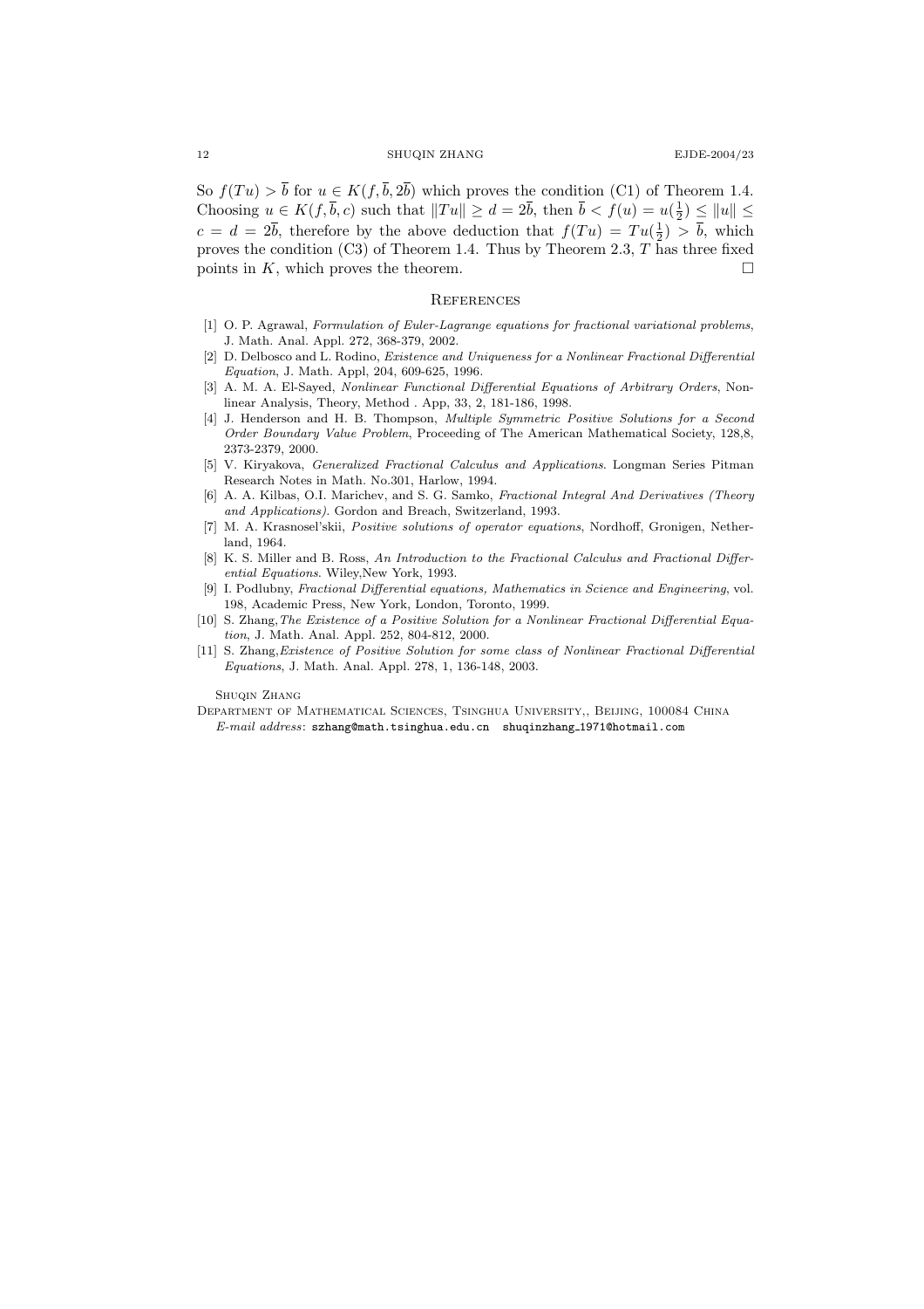So $f(Tu) > \overline{b}$ for $u \in K(f, \overline{b}, 2\overline{b})$ which proves the condition (C1) of Theorem 1.4. Choosing $u \in K(f, \overline{b}, c)$ such that $\|Tu\| \geq d = 2\overline{b}$, then $\overline{b} < f(u) = u(\frac{1}{2}) \leq \|u\| \leq c = d = 2\overline{b}$, therefore by the above deduction that $f(Tu) = Tu(\frac{1}{2}) > \overline{b}$, which proves the condition (C3) of Theorem 1.4. Thus by Theorem 2.3, $T$ has three fixed points in $K$, which proves the theorem. $\square$

## References

[1] O. P. Agrawal, *Formulation of Euler-Lagrange equations for fractional variational problems*, J. Math. Anal. Appl. 272, 368-379, 2002.

[2] D. Delbosco and L. Rodino, *Existence and Uniqueness for a Nonlinear Fractional Differential Equation*, J. Math. Anal. Appl, 204, 609-625, 1996.

[3] A. M. A. El-Sayed, *Nonlinear Functional Differential Equations of Arbitrary Orders*, Nonlinear Analysis, Theory, Method . App, 33, 2, 181-186, 1998.

[4] J. Henderson and H. B. Thompson, *Multiple Symmetric Positive Solutions for a Second Order Boundary Value Problem*, Proceeding of The American Mathematical Society, 128,8, 2373-2379, 2000.

[5] V. Kiryakova, *Generalized Fractional Calculus and Applications*. Longman Series Pitman Research Notes in Math. No.301, Harlow, 1994.

[6] A. A. Kilbas, O.I. Marichev, and S. G. Samko, *Fractional Integral And Derivatives (Theory and Applications)*. Gordon and Breach, Switzerland, 1993.

[7] M. A. Krasnosel'skii, *Positive solutions of operator equations*, Nordhoff, Gronigen, Netherland, 1964.

[8] K. S. Miller and B. Ross, *An Introduction to the Fractional Calculus and Fractional Differential Equations*. Wiley,New York, 1993.

[9] I. Podlubny, *Fractional Differential equations, Mathematics in Science and Engineering*, vol. 198, Academic Press, New York, London, Toronto, 1999.

[10] S. Zhang,*The Existence of a Positive Solution for a Nonlinear Fractional Differential Equation*, J. Math. Anal. Appl. 252, 804-812, 2000.

[11] S. Zhang,*Existence of Positive Solution for some class of Nonlinear Fractional Differential Equations*, J. Math. Anal. Appl. 278, 1, 136-148, 2003.

Shuqin Zhang

Department of Mathematical Sciences, Tsinghua University,, Beijing, 100084 China

*E-mail address*: szhang@math.tsinghua.edu.cn shuqinzhang_1971@hotmail.com